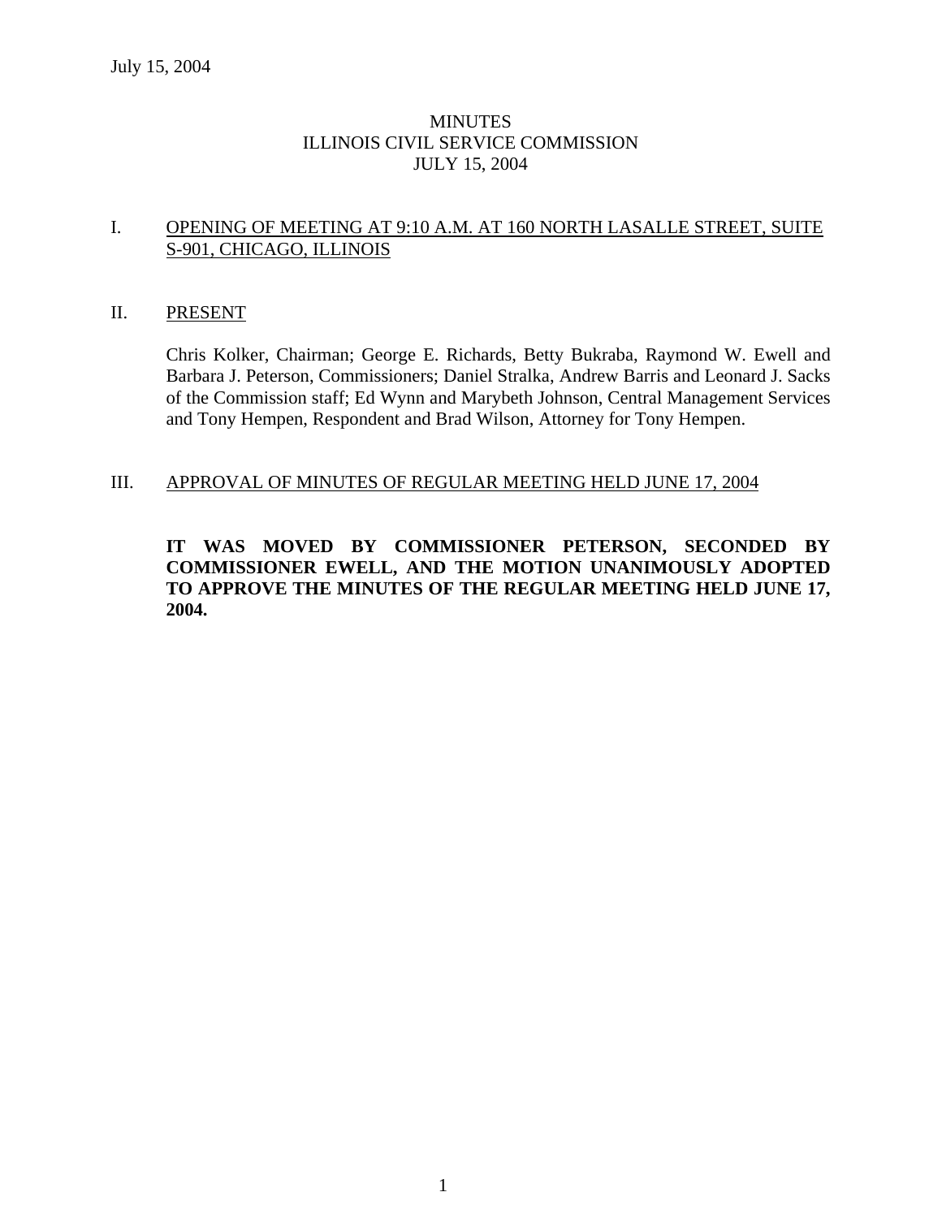July 15, 2004

# MINUTES
# ILLINOIS CIVIL SERVICE COMMISSION
# JULY 15, 2004

## I. OPENING OF MEETING AT 9:10 A.M. AT 160 NORTH LASALLE STREET, SUITE S-901, CHICAGO, ILLINOIS

## II. PRESENT

Chris Kolker, Chairman; George E. Richards, Betty Bukraba, Raymond W. Ewell and Barbara J. Peterson, Commissioners; Daniel Stralka, Andrew Barris and Leonard J. Sacks of the Commission staff; Ed Wynn and Marybeth Johnson, Central Management Services and Tony Hempen, Respondent and Brad Wilson, Attorney for Tony Hempen.

## III. APPROVAL OF MINUTES OF REGULAR MEETING HELD JUNE 17, 2004

**IT WAS MOVED BY COMMISSIONER PETERSON, SECONDED BY COMMISSIONER EWELL, AND THE MOTION UNANIMOUSLY ADOPTED TO APPROVE THE MINUTES OF THE REGULAR MEETING HELD JUNE 17, 2004.**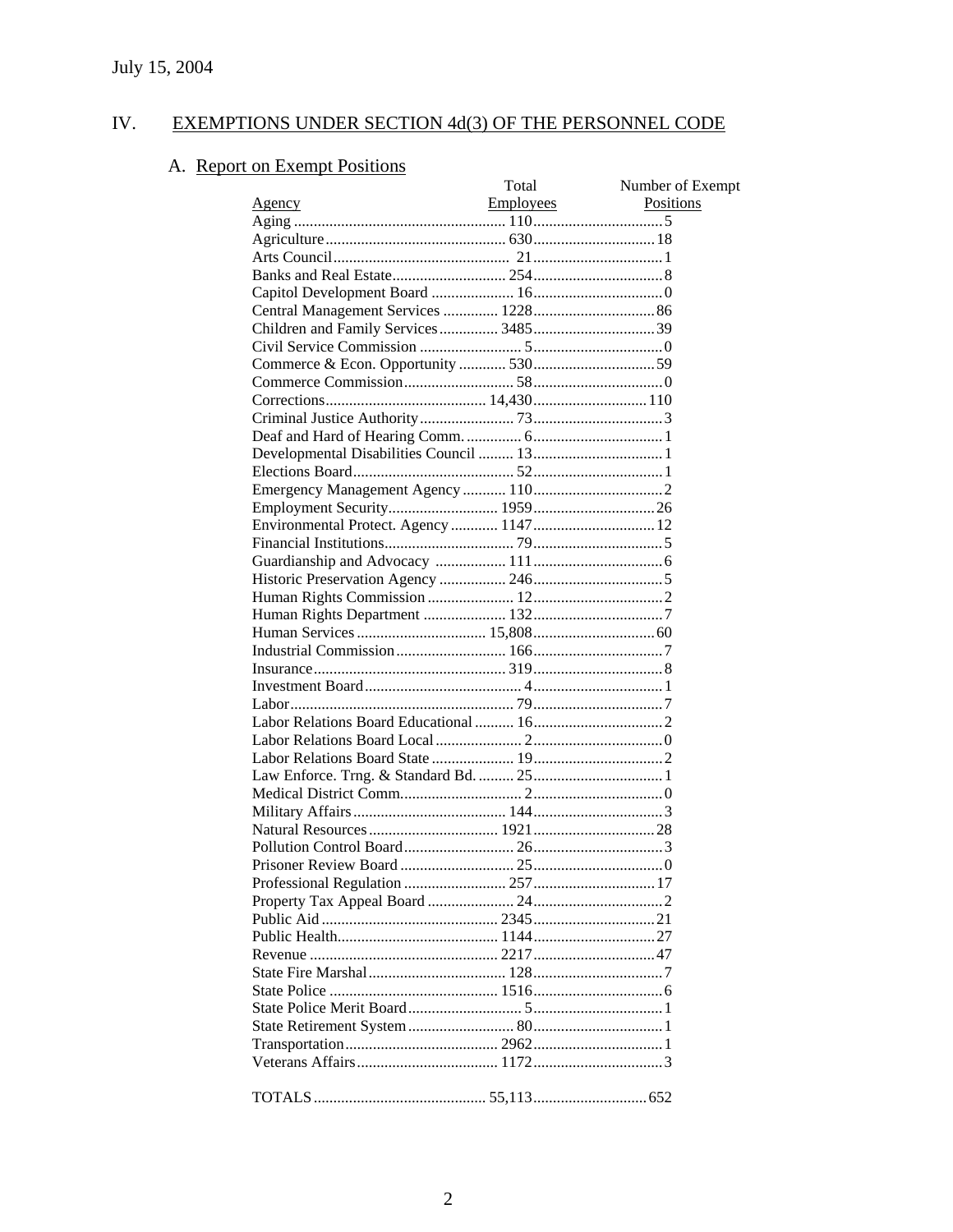July 15, 2004

## IV. EXEMPTIONS UNDER SECTION 4d(3) OF THE PERSONNEL CODE

### A. Report on Exempt Positions

| Agency | Total Employees | Number of Exempt Positions |
|---|---|---|
| Aging | 110 | 5 |
| Agriculture | 630 | 18 |
| Arts Council | 21 | 1 |
| Banks and Real Estate | 254 | 8 |
| Capitol Development Board | 16 | 0 |
| Central Management Services | 1228 | 86 |
| Children and Family Services | 3485 | 39 |
| Civil Service Commission | 5 | 0 |
| Commerce & Econ. Opportunity | 530 | 59 |
| Commerce Commission | 58 | 0 |
| Corrections | 14,430 | 110 |
| Criminal Justice Authority | 73 | 3 |
| Deaf and Hard of Hearing Comm. | 6 | 1 |
| Developmental Disabilities Council | 13 | 1 |
| Elections Board | 52 | 1 |
| Emergency Management Agency | 110 | 2 |
| Employment Security | 1959 | 26 |
| Environmental Protect. Agency | 1147 | 12 |
| Financial Institutions | 79 | 5 |
| Guardianship and Advocacy | 111 | 6 |
| Historic Preservation Agency | 246 | 5 |
| Human Rights Commission | 12 | 2 |
| Human Rights Department | 132 | 7 |
| Human Services | 15,808 | 60 |
| Industrial Commission | 166 | 7 |
| Insurance | 319 | 8 |
| Investment Board | 4 | 1 |
| Labor | 79 | 7 |
| Labor Relations Board Educational | 16 | 2 |
| Labor Relations Board Local | 2 | 0 |
| Labor Relations Board State | 19 | 2 |
| Law Enforce. Trng. & Standard Bd. | 25 | 1 |
| Medical District Comm. | 2 | 0 |
| Military Affairs | 144 | 3 |
| Natural Resources | 1921 | 28 |
| Pollution Control Board | 26 | 3 |
| Prisoner Review Board | 25 | 0 |
| Professional Regulation | 257 | 17 |
| Property Tax Appeal Board | 24 | 2 |
| Public Aid | 2345 | 21 |
| Public Health | 1144 | 27 |
| Revenue | 2217 | 47 |
| State Fire Marshal | 128 | 7 |
| State Police | 1516 | 6 |
| State Police Merit Board | 5 | 1 |
| State Retirement System | 80 | 1 |
| Transportation | 2962 | 1 |
| Veterans Affairs | 1172 | 3 |
| TOTALS | 55,113 | 652 |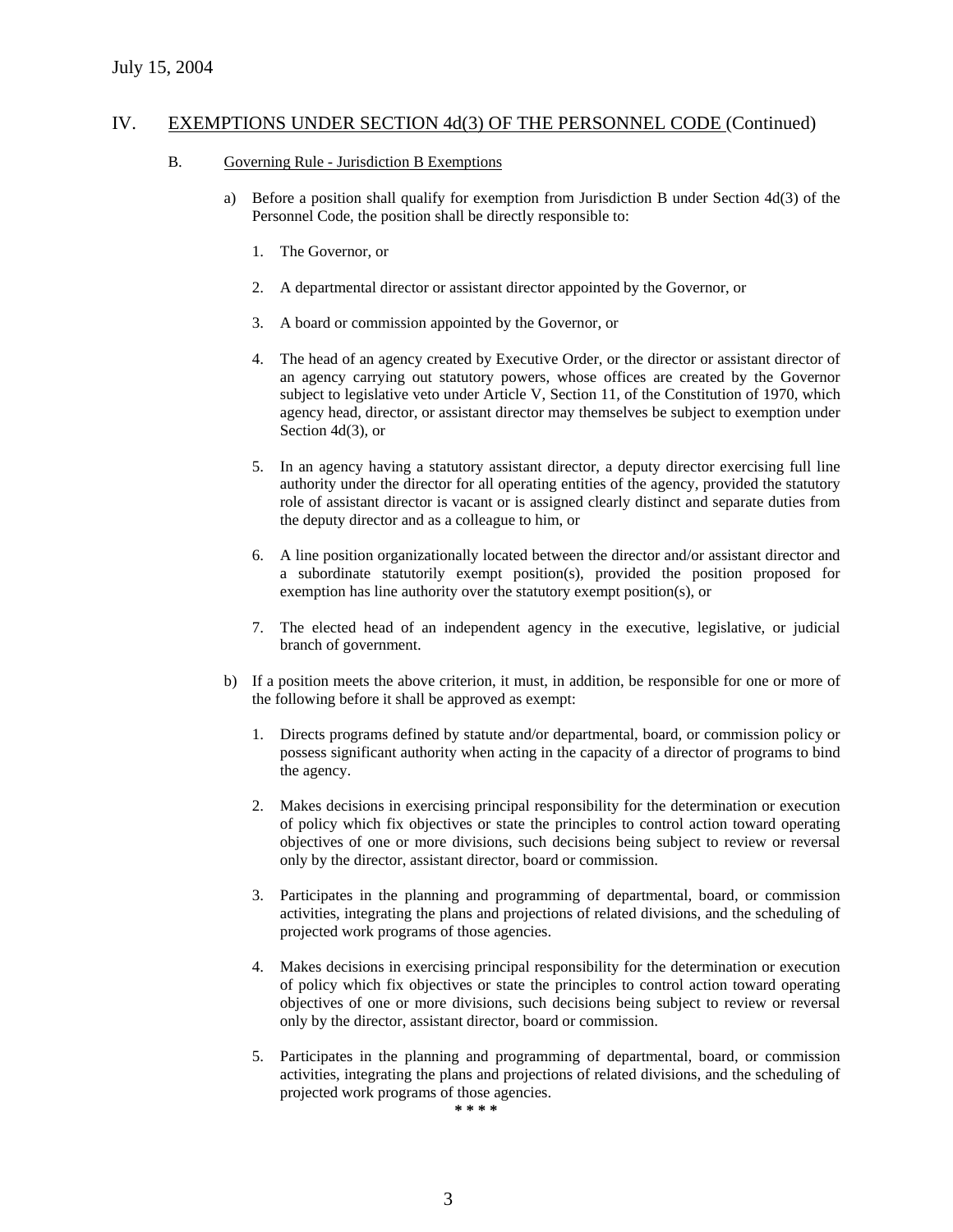July 15, 2004

## IV. EXEMPTIONS UNDER SECTION 4d(3) OF THE PERSONNEL CODE (Continued)

### B. Governing Rule - Jurisdiction B Exemptions

a) Before a position shall qualify for exemption from Jurisdiction B under Section 4d(3) of the Personnel Code, the position shall be directly responsible to:

1. The Governor, or

2. A departmental director or assistant director appointed by the Governor, or

3. A board or commission appointed by the Governor, or

4. The head of an agency created by Executive Order, or the director or assistant director of an agency carrying out statutory powers, whose offices are created by the Governor subject to legislative veto under Article V, Section 11, of the Constitution of 1970, which agency head, director, or assistant director may themselves be subject to exemption under Section 4d(3), or

5. In an agency having a statutory assistant director, a deputy director exercising full line authority under the director for all operating entities of the agency, provided the statutory role of assistant director is vacant or is assigned clearly distinct and separate duties from the deputy director and as a colleague to him, or

6. A line position organizationally located between the director and/or assistant director and a subordinate statutorily exempt position(s), provided the position proposed for exemption has line authority over the statutory exempt position(s), or

7. The elected head of an independent agency in the executive, legislative, or judicial branch of government.

b) If a position meets the above criterion, it must, in addition, be responsible for one or more of the following before it shall be approved as exempt:

1. Directs programs defined by statute and/or departmental, board, or commission policy or possess significant authority when acting in the capacity of a director of programs to bind the agency.

2. Makes decisions in exercising principal responsibility for the determination or execution of policy which fix objectives or state the principles to control action toward operating objectives of one or more divisions, such decisions being subject to review or reversal only by the director, assistant director, board or commission.

3. Participates in the planning and programming of departmental, board, or commission activities, integrating the plans and projections of related divisions, and the scheduling of projected work programs of those agencies.

4. Makes decisions in exercising principal responsibility for the determination or execution of policy which fix objectives or state the principles to control action toward operating objectives of one or more divisions, such decisions being subject to review or reversal only by the director, assistant director, board or commission.

5. Participates in the planning and programming of departmental, board, or commission activities, integrating the plans and projections of related divisions, and the scheduling of projected work programs of those agencies.

**\* \* \* \***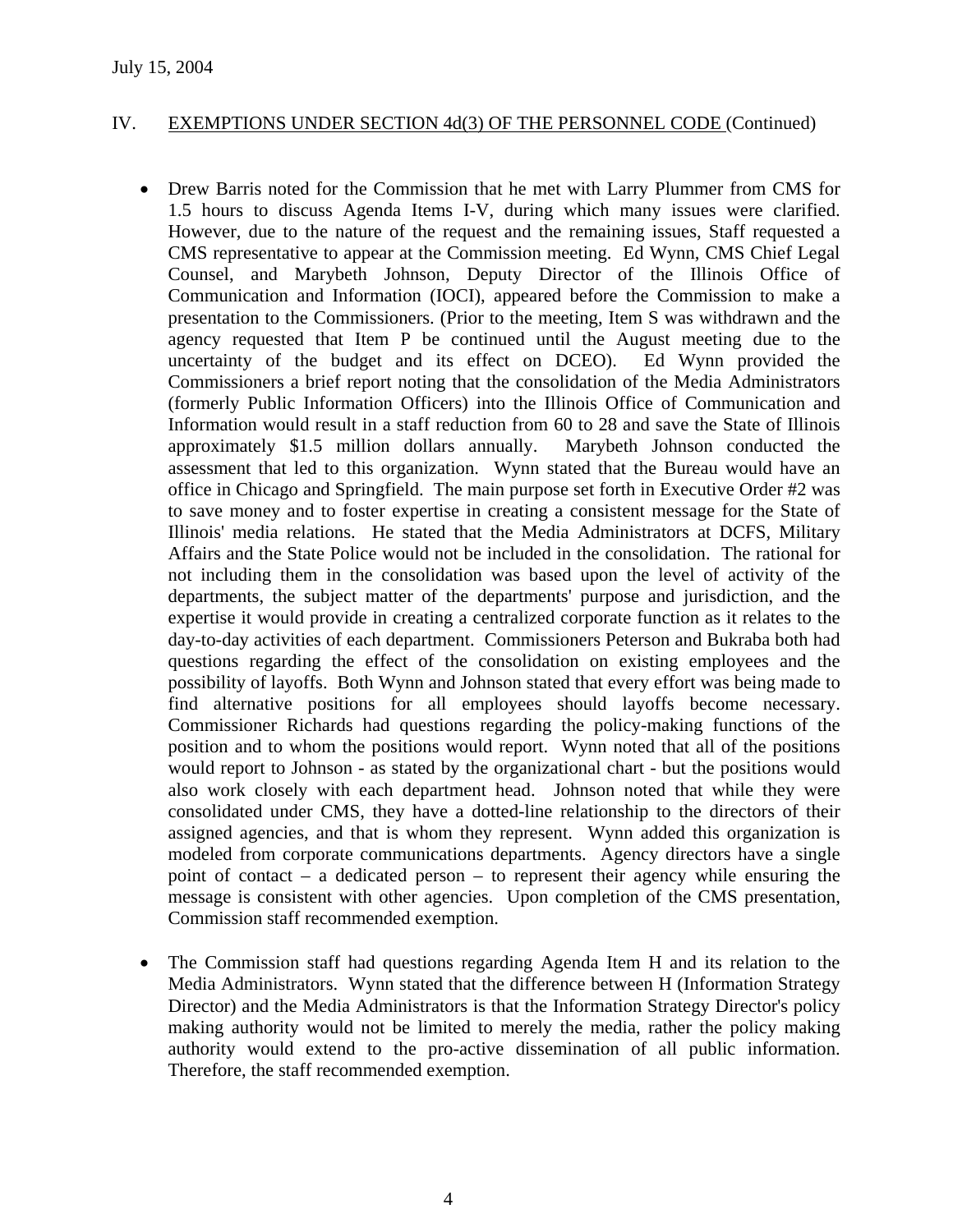July 15, 2004

IV. EXEMPTIONS UNDER SECTION 4d(3) OF THE PERSONNEL CODE (Continued)

- Drew Barris noted for the Commission that he met with Larry Plummer from CMS for 1.5 hours to discuss Agenda Items I-V, during which many issues were clarified. However, due to the nature of the request and the remaining issues, Staff requested a CMS representative to appear at the Commission meeting. Ed Wynn, CMS Chief Legal Counsel, and Marybeth Johnson, Deputy Director of the Illinois Office of Communication and Information (IOCI), appeared before the Commission to make a presentation to the Commissioners. (Prior to the meeting, Item S was withdrawn and the agency requested that Item P be continued until the August meeting due to the uncertainty of the budget and its effect on DCEO). Ed Wynn provided the Commissioners a brief report noting that the consolidation of the Media Administrators (formerly Public Information Officers) into the Illinois Office of Communication and Information would result in a staff reduction from 60 to 28 and save the State of Illinois approximately $1.5 million dollars annually. Marybeth Johnson conducted the assessment that led to this organization. Wynn stated that the Bureau would have an office in Chicago and Springfield. The main purpose set forth in Executive Order #2 was to save money and to foster expertise in creating a consistent message for the State of Illinois' media relations. He stated that the Media Administrators at DCFS, Military Affairs and the State Police would not be included in the consolidation. The rational for not including them in the consolidation was based upon the level of activity of the departments, the subject matter of the departments' purpose and jurisdiction, and the expertise it would provide in creating a centralized corporate function as it relates to the day-to-day activities of each department. Commissioners Peterson and Bukraba both had questions regarding the effect of the consolidation on existing employees and the possibility of layoffs. Both Wynn and Johnson stated that every effort was being made to find alternative positions for all employees should layoffs become necessary. Commissioner Richards had questions regarding the policy-making functions of the position and to whom the positions would report. Wynn noted that all of the positions would report to Johnson - as stated by the organizational chart - but the positions would also work closely with each department head. Johnson noted that while they were consolidated under CMS, they have a dotted-line relationship to the directors of their assigned agencies, and that is whom they represent. Wynn added this organization is modeled from corporate communications departments. Agency directors have a single point of contact – a dedicated person – to represent their agency while ensuring the message is consistent with other agencies. Upon completion of the CMS presentation, Commission staff recommended exemption.

- The Commission staff had questions regarding Agenda Item H and its relation to the Media Administrators. Wynn stated that the difference between H (Information Strategy Director) and the Media Administrators is that the Information Strategy Director's policy making authority would not be limited to merely the media, rather the policy making authority would extend to the pro-active dissemination of all public information. Therefore, the staff recommended exemption.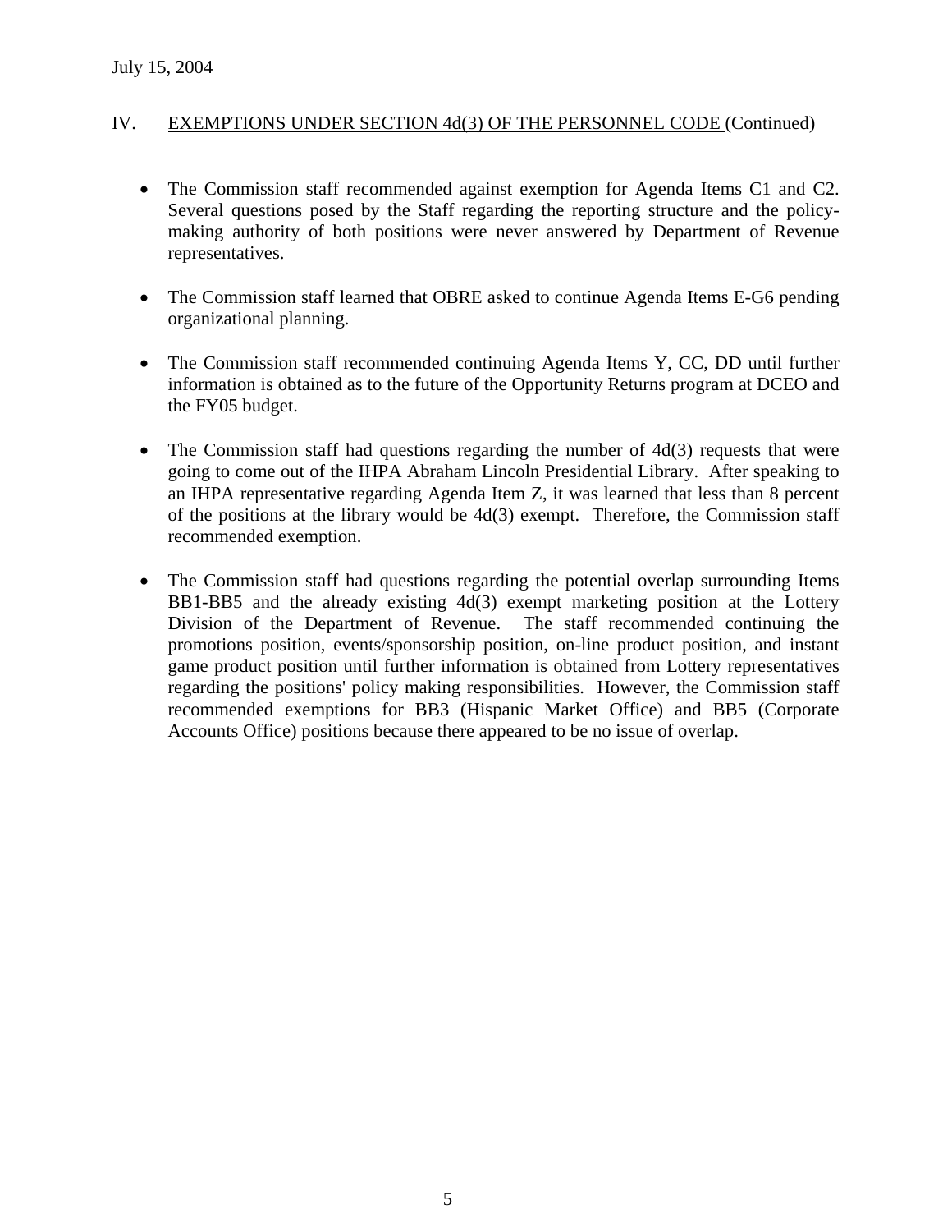July 15, 2004

## IV. EXEMPTIONS UNDER SECTION 4d(3) OF THE PERSONNEL CODE (Continued)

- The Commission staff recommended against exemption for Agenda Items C1 and C2. Several questions posed by the Staff regarding the reporting structure and the policy-making authority of both positions were never answered by Department of Revenue representatives.

- The Commission staff learned that OBRE asked to continue Agenda Items E-G6 pending organizational planning.

- The Commission staff recommended continuing Agenda Items Y, CC, DD until further information is obtained as to the future of the Opportunity Returns program at DCEO and the FY05 budget.

- The Commission staff had questions regarding the number of 4d(3) requests that were going to come out of the IHPA Abraham Lincoln Presidential Library. After speaking to an IHPA representative regarding Agenda Item Z, it was learned that less than 8 percent of the positions at the library would be 4d(3) exempt. Therefore, the Commission staff recommended exemption.

- The Commission staff had questions regarding the potential overlap surrounding Items BB1-BB5 and the already existing 4d(3) exempt marketing position at the Lottery Division of the Department of Revenue. The staff recommended continuing the promotions position, events/sponsorship position, on-line product position, and instant game product position until further information is obtained from Lottery representatives regarding the positions' policy making responsibilities. However, the Commission staff recommended exemptions for BB3 (Hispanic Market Office) and BB5 (Corporate Accounts Office) positions because there appeared to be no issue of overlap.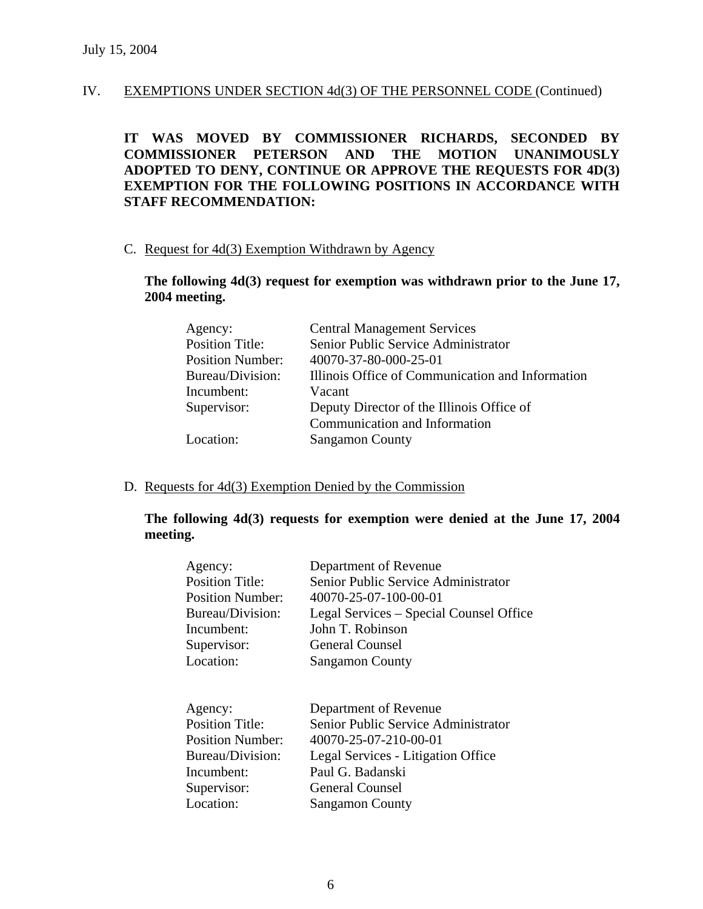July 15, 2004

## IV. EXEMPTIONS UNDER SECTION 4d(3) OF THE PERSONNEL CODE (Continued)

**IT WAS MOVED BY COMMISSIONER RICHARDS, SECONDED BY COMMISSIONER PETERSON AND THE MOTION UNANIMOUSLY ADOPTED TO DENY, CONTINUE OR APPROVE THE REQUESTS FOR 4D(3) EXEMPTION FOR THE FOLLOWING POSITIONS IN ACCORDANCE WITH STAFF RECOMMENDATION:**

### C. Request for 4d(3) Exemption Withdrawn by Agency

**The following 4d(3) request for exemption was withdrawn prior to the June 17, 2004 meeting.**

| | |
|---|---|
| Agency: | Central Management Services |
| Position Title: | Senior Public Service Administrator |
| Position Number: | 40070-37-80-000-25-01 |
| Bureau/Division: | Illinois Office of Communication and Information |
| Incumbent: | Vacant |
| Supervisor: | Deputy Director of the Illinois Office of Communication and Information |
| Location: | Sangamon County |

### D. Requests for 4d(3) Exemption Denied by the Commission

**The following 4d(3) requests for exemption were denied at the June 17, 2004 meeting.**

| | |
|---|---|
| Agency: | Department of Revenue |
| Position Title: | Senior Public Service Administrator |
| Position Number: | 40070-25-07-100-00-01 |
| Bureau/Division: | Legal Services – Special Counsel Office |
| Incumbent: | John T. Robinson |
| Supervisor: | General Counsel |
| Location: | Sangamon County |

| | |
|---|---|
| Agency: | Department of Revenue |
| Position Title: | Senior Public Service Administrator |
| Position Number: | 40070-25-07-210-00-01 |
| Bureau/Division: | Legal Services - Litigation Office |
| Incumbent: | Paul G. Badanski |
| Supervisor: | General Counsel |
| Location: | Sangamon County |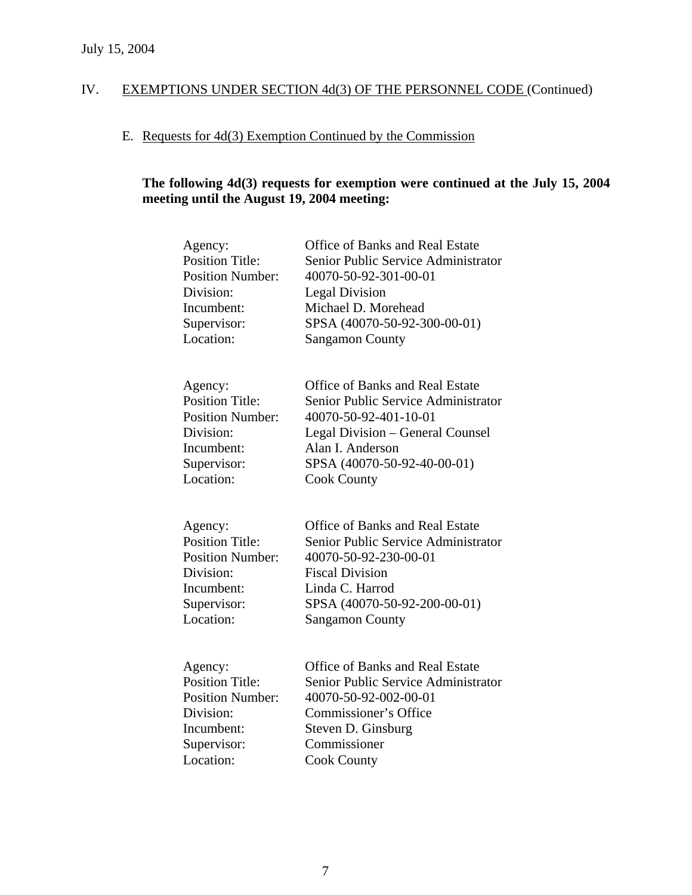July 15, 2004

## IV. EXEMPTIONS UNDER SECTION 4d(3) OF THE PERSONNEL CODE (Continued)

### E. Requests for 4d(3) Exemption Continued by the Commission

**The following 4d(3) requests for exemption were continued at the July 15, 2004 meeting until the August 19, 2004 meeting:**

| | |
|---|---|
| Agency: | Office of Banks and Real Estate |
| Position Title: | Senior Public Service Administrator |
| Position Number: | 40070-50-92-301-00-01 |
| Division: | Legal Division |
| Incumbent: | Michael D. Morehead |
| Supervisor: | SPSA (40070-50-92-300-00-01) |
| Location: | Sangamon County |

| | |
|---|---|
| Agency: | Office of Banks and Real Estate |
| Position Title: | Senior Public Service Administrator |
| Position Number: | 40070-50-92-401-10-01 |
| Division: | Legal Division – General Counsel |
| Incumbent: | Alan I. Anderson |
| Supervisor: | SPSA (40070-50-92-40-00-01) |
| Location: | Cook County |

| | |
|---|---|
| Agency: | Office of Banks and Real Estate |
| Position Title: | Senior Public Service Administrator |
| Position Number: | 40070-50-92-230-00-01 |
| Division: | Fiscal Division |
| Incumbent: | Linda C. Harrod |
| Supervisor: | SPSA (40070-50-92-200-00-01) |
| Location: | Sangamon County |

| | |
|---|---|
| Agency: | Office of Banks and Real Estate |
| Position Title: | Senior Public Service Administrator |
| Position Number: | 40070-50-92-002-00-01 |
| Division: | Commissioner's Office |
| Incumbent: | Steven D. Ginsburg |
| Supervisor: | Commissioner |
| Location: | Cook County |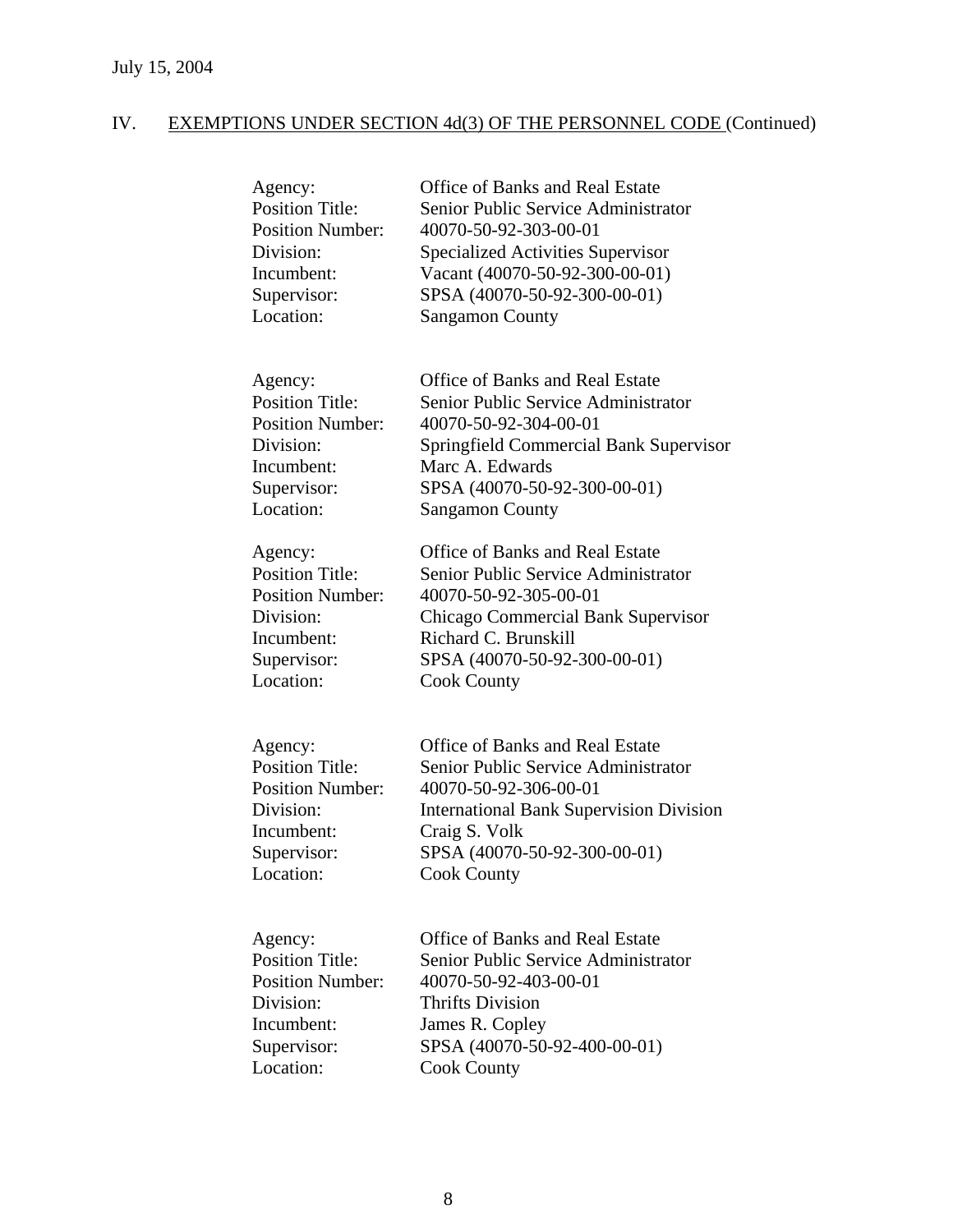July 15, 2004

IV. EXEMPTIONS UNDER SECTION 4d(3) OF THE PERSONNEL CODE (Continued)

Agency: Office of Banks and Real Estate
Position Title: Senior Public Service Administrator
Position Number: 40070-50-92-303-00-01
Division: Specialized Activities Supervisor
Incumbent: Vacant (40070-50-92-300-00-01)
Supervisor: SPSA (40070-50-92-300-00-01)
Location: Sangamon County

Agency: Office of Banks and Real Estate
Position Title: Senior Public Service Administrator
Position Number: 40070-50-92-304-00-01
Division: Springfield Commercial Bank Supervisor
Incumbent: Marc A. Edwards
Supervisor: SPSA (40070-50-92-300-00-01)
Location: Sangamon County

Agency: Office of Banks and Real Estate
Position Title: Senior Public Service Administrator
Position Number: 40070-50-92-305-00-01
Division: Chicago Commercial Bank Supervisor
Incumbent: Richard C. Brunskill
Supervisor: SPSA (40070-50-92-300-00-01)
Location: Cook County

Agency: Office of Banks and Real Estate
Position Title: Senior Public Service Administrator
Position Number: 40070-50-92-306-00-01
Division: International Bank Supervision Division
Incumbent: Craig S. Volk
Supervisor: SPSA (40070-50-92-300-00-01)
Location: Cook County

Agency: Office of Banks and Real Estate
Position Title: Senior Public Service Administrator
Position Number: 40070-50-92-403-00-01
Division: Thrifts Division
Incumbent: James R. Copley
Supervisor: SPSA (40070-50-92-400-00-01)
Location: Cook County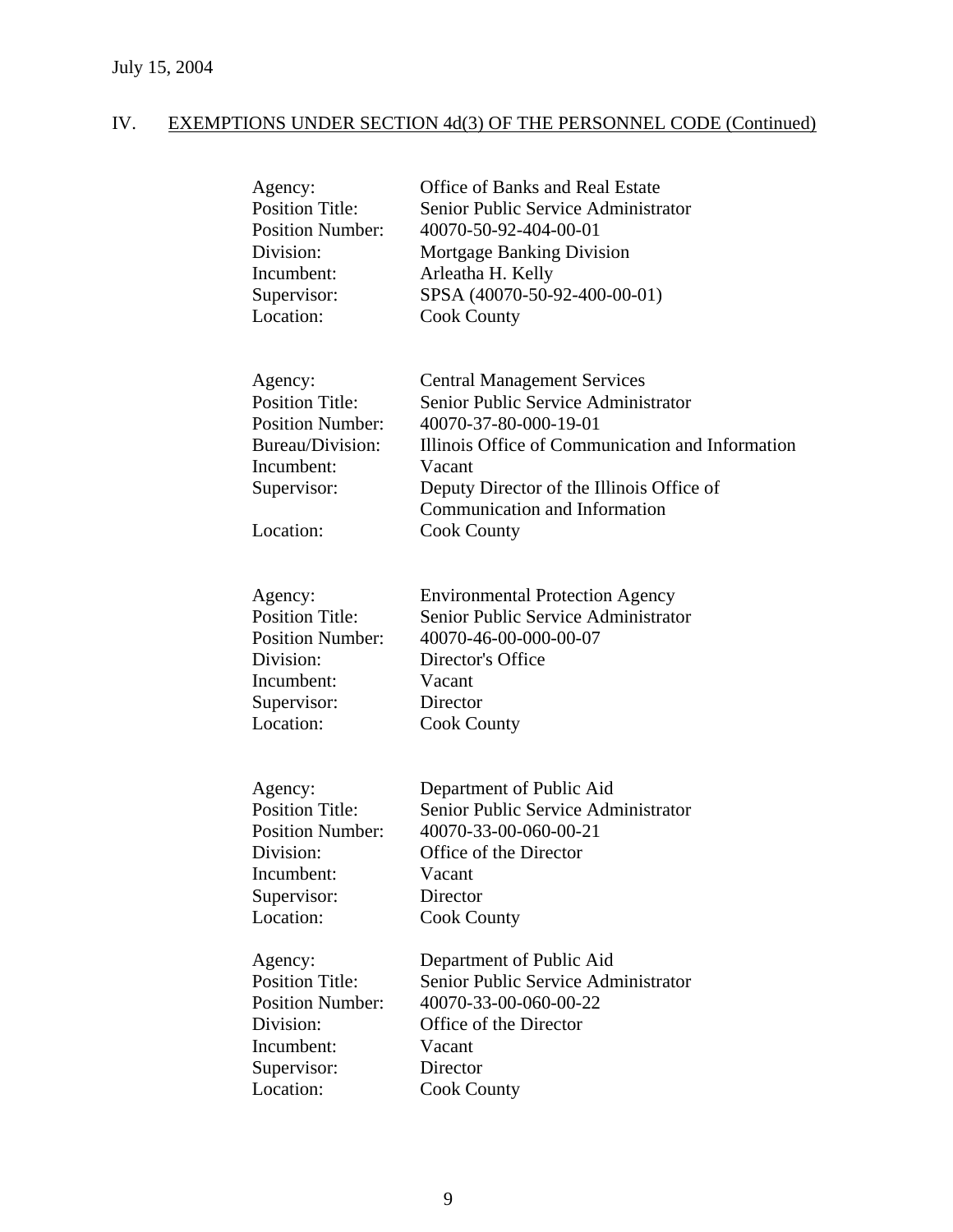July 15, 2004

## IV. EXEMPTIONS UNDER SECTION 4d(3) OF THE PERSONNEL CODE (Continued)

| | |
|---|---|
| Agency: | Office of Banks and Real Estate |
| Position Title: | Senior Public Service Administrator |
| Position Number: | 40070-50-92-404-00-01 |
| Division: | Mortgage Banking Division |
| Incumbent: | Arleatha H. Kelly |
| Supervisor: | SPSA (40070-50-92-400-00-01) |
| Location: | Cook County |

| | |
|---|---|
| Agency: | Central Management Services |
| Position Title: | Senior Public Service Administrator |
| Position Number: | 40070-37-80-000-19-01 |
| Bureau/Division: | Illinois Office of Communication and Information |
| Incumbent: | Vacant |
| Supervisor: | Deputy Director of the Illinois Office of Communication and Information |
| Location: | Cook County |

| | |
|---|---|
| Agency: | Environmental Protection Agency |
| Position Title: | Senior Public Service Administrator |
| Position Number: | 40070-46-00-000-00-07 |
| Division: | Director's Office |
| Incumbent: | Vacant |
| Supervisor: | Director |
| Location: | Cook County |

| | |
|---|---|
| Agency: | Department of Public Aid |
| Position Title: | Senior Public Service Administrator |
| Position Number: | 40070-33-00-060-00-21 |
| Division: | Office of the Director |
| Incumbent: | Vacant |
| Supervisor: | Director |
| Location: | Cook County |

| | |
|---|---|
| Agency: | Department of Public Aid |
| Position Title: | Senior Public Service Administrator |
| Position Number: | 40070-33-00-060-00-22 |
| Division: | Office of the Director |
| Incumbent: | Vacant |
| Supervisor: | Director |
| Location: | Cook County |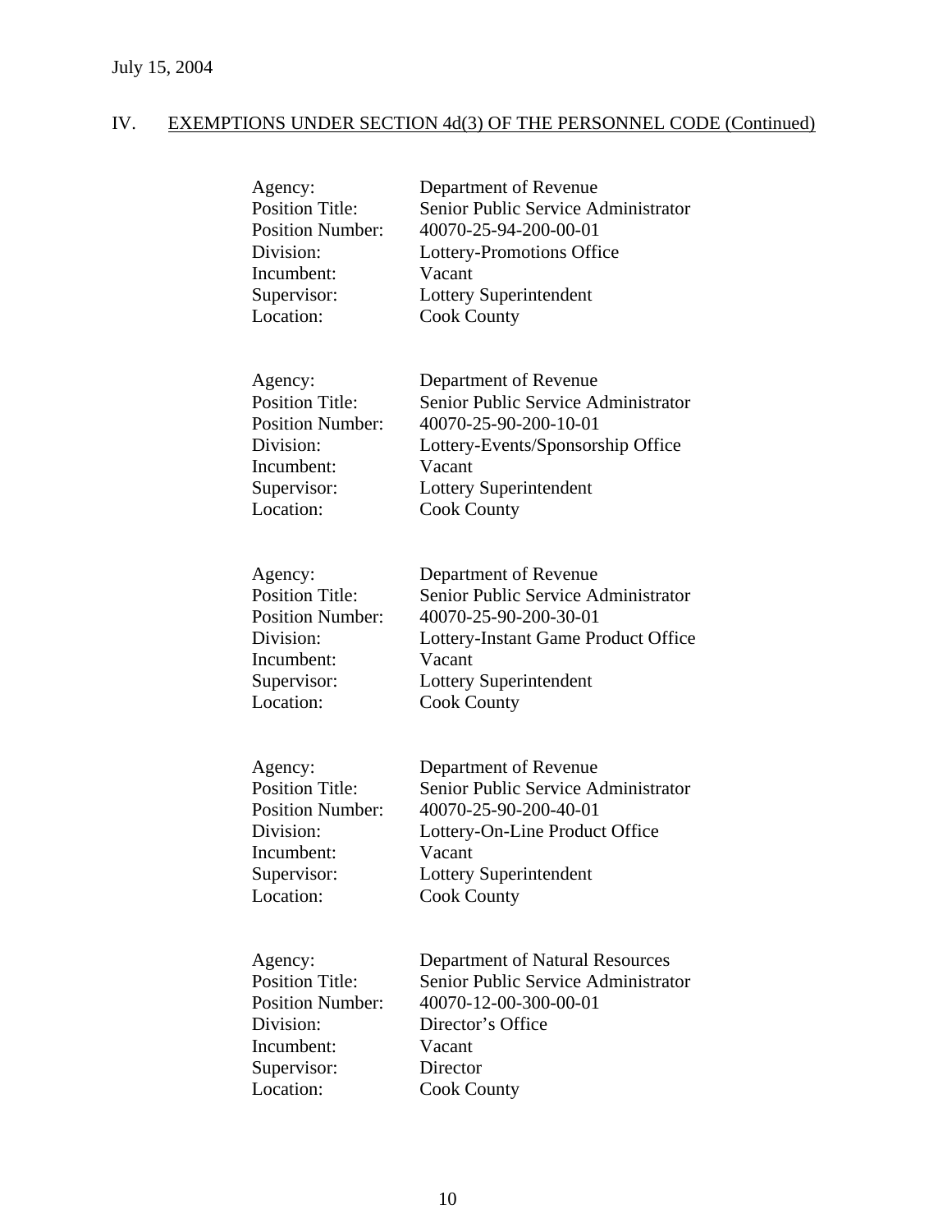July 15, 2004

## IV. EXEMPTIONS UNDER SECTION 4d(3) OF THE PERSONNEL CODE (Continued)

| | |
|---|---|
| Agency: | Department of Revenue |
| Position Title: | Senior Public Service Administrator |
| Position Number: | 40070-25-94-200-00-01 |
| Division: | Lottery-Promotions Office |
| Incumbent: | Vacant |
| Supervisor: | Lottery Superintendent |
| Location: | Cook County |

| | |
|---|---|
| Agency: | Department of Revenue |
| Position Title: | Senior Public Service Administrator |
| Position Number: | 40070-25-90-200-10-01 |
| Division: | Lottery-Events/Sponsorship Office |
| Incumbent: | Vacant |
| Supervisor: | Lottery Superintendent |
| Location: | Cook County |

| | |
|---|---|
| Agency: | Department of Revenue |
| Position Title: | Senior Public Service Administrator |
| Position Number: | 40070-25-90-200-30-01 |
| Division: | Lottery-Instant Game Product Office |
| Incumbent: | Vacant |
| Supervisor: | Lottery Superintendent |
| Location: | Cook County |

| | |
|---|---|
| Agency: | Department of Revenue |
| Position Title: | Senior Public Service Administrator |
| Position Number: | 40070-25-90-200-40-01 |
| Division: | Lottery-On-Line Product Office |
| Incumbent: | Vacant |
| Supervisor: | Lottery Superintendent |
| Location: | Cook County |

| | |
|---|---|
| Agency: | Department of Natural Resources |
| Position Title: | Senior Public Service Administrator |
| Position Number: | 40070-12-00-300-00-01 |
| Division: | Director's Office |
| Incumbent: | Vacant |
| Supervisor: | Director |
| Location: | Cook County |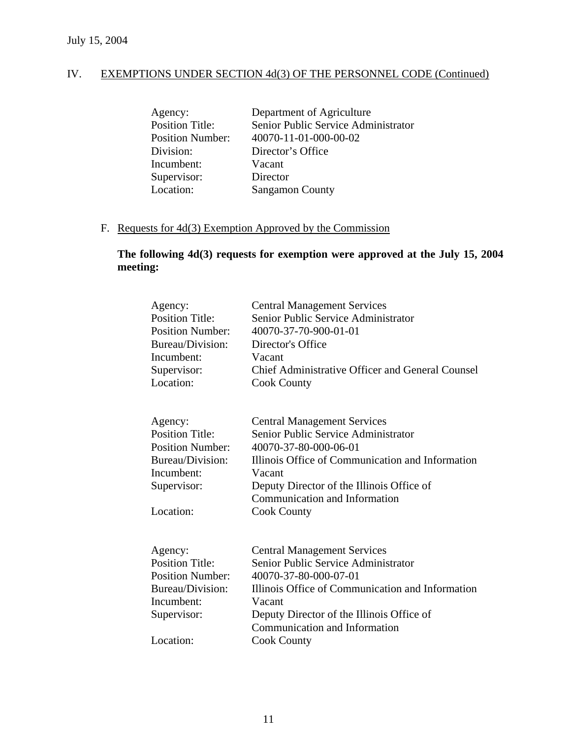July 15, 2004

IV. EXEMPTIONS UNDER SECTION 4d(3) OF THE PERSONNEL CODE (Continued)

| | |
|---|---|
| Agency: | Department of Agriculture |
| Position Title: | Senior Public Service Administrator |
| Position Number: | 40070-11-01-000-00-02 |
| Division: | Director's Office |
| Incumbent: | Vacant |
| Supervisor: | Director |
| Location: | Sangamon County |

F. Requests for 4d(3) Exemption Approved by the Commission

**The following 4d(3) requests for exemption were approved at the July 15, 2004 meeting:**

| | |
|---|---|
| Agency: | Central Management Services |
| Position Title: | Senior Public Service Administrator |
| Position Number: | 40070-37-70-900-01-01 |
| Bureau/Division: | Director's Office |
| Incumbent: | Vacant |
| Supervisor: | Chief Administrative Officer and General Counsel |
| Location: | Cook County |

| | |
|---|---|
| Agency: | Central Management Services |
| Position Title: | Senior Public Service Administrator |
| Position Number: | 40070-37-80-000-06-01 |
| Bureau/Division: | Illinois Office of Communication and Information |
| Incumbent: | Vacant |
| Supervisor: | Deputy Director of the Illinois Office of Communication and Information |
| Location: | Cook County |

| | |
|---|---|
| Agency: | Central Management Services |
| Position Title: | Senior Public Service Administrator |
| Position Number: | 40070-37-80-000-07-01 |
| Bureau/Division: | Illinois Office of Communication and Information |
| Incumbent: | Vacant |
| Supervisor: | Deputy Director of the Illinois Office of Communication and Information |
| Location: | Cook County |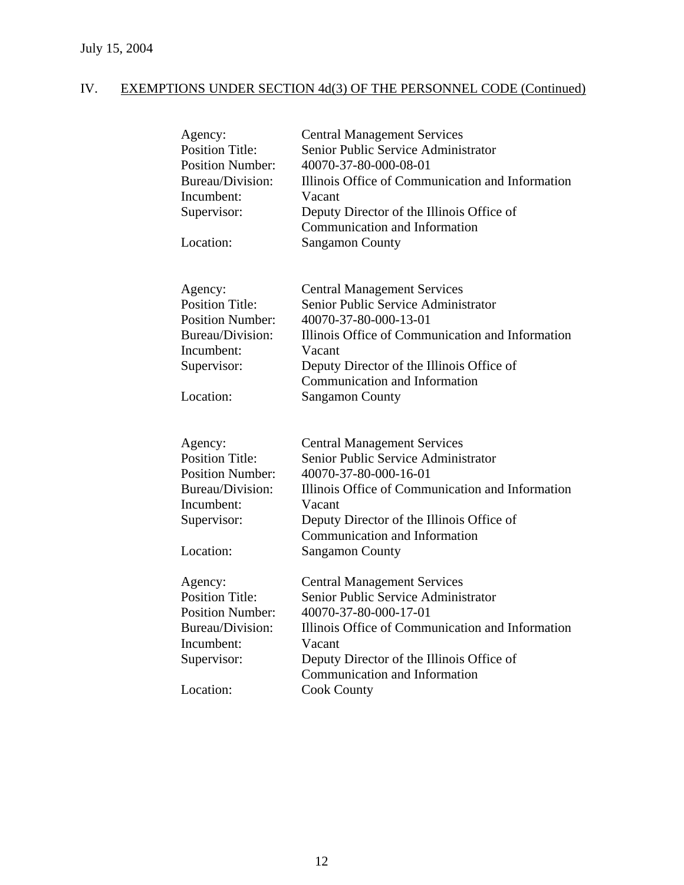July 15, 2004

## IV. EXEMPTIONS UNDER SECTION 4d(3) OF THE PERSONNEL CODE (Continued)

| | |
|---|---|
| Agency: | Central Management Services |
| Position Title: | Senior Public Service Administrator |
| Position Number: | 40070-37-80-000-08-01 |
| Bureau/Division: | Illinois Office of Communication and Information |
| Incumbent: | Vacant |
| Supervisor: | Deputy Director of the Illinois Office of Communication and Information |
| Location: | Sangamon County |

| | |
|---|---|
| Agency: | Central Management Services |
| Position Title: | Senior Public Service Administrator |
| Position Number: | 40070-37-80-000-13-01 |
| Bureau/Division: | Illinois Office of Communication and Information |
| Incumbent: | Vacant |
| Supervisor: | Deputy Director of the Illinois Office of Communication and Information |
| Location: | Sangamon County |

| | |
|---|---|
| Agency: | Central Management Services |
| Position Title: | Senior Public Service Administrator |
| Position Number: | 40070-37-80-000-16-01 |
| Bureau/Division: | Illinois Office of Communication and Information |
| Incumbent: | Vacant |
| Supervisor: | Deputy Director of the Illinois Office of Communication and Information |
| Location: | Sangamon County |

| | |
|---|---|
| Agency: | Central Management Services |
| Position Title: | Senior Public Service Administrator |
| Position Number: | 40070-37-80-000-17-01 |
| Bureau/Division: | Illinois Office of Communication and Information |
| Incumbent: | Vacant |
| Supervisor: | Deputy Director of the Illinois Office of Communication and Information |
| Location: | Cook County |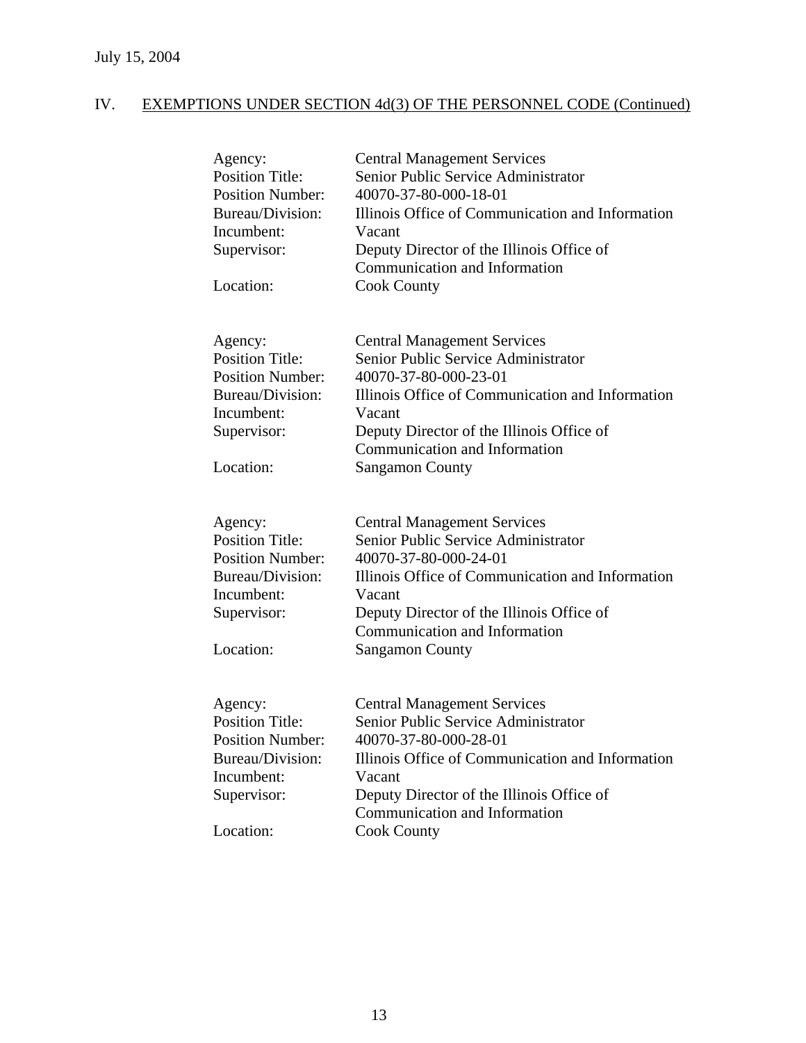July 15, 2004

## IV. EXEMPTIONS UNDER SECTION 4d(3) OF THE PERSONNEL CODE (Continued)

| | |
|---|---|
| Agency: | Central Management Services |
| Position Title: | Senior Public Service Administrator |
| Position Number: | 40070-37-80-000-18-01 |
| Bureau/Division: | Illinois Office of Communication and Information |
| Incumbent: | Vacant |
| Supervisor: | Deputy Director of the Illinois Office of Communication and Information |
| Location: | Cook County |

| | |
|---|---|
| Agency: | Central Management Services |
| Position Title: | Senior Public Service Administrator |
| Position Number: | 40070-37-80-000-23-01 |
| Bureau/Division: | Illinois Office of Communication and Information |
| Incumbent: | Vacant |
| Supervisor: | Deputy Director of the Illinois Office of Communication and Information |
| Location: | Sangamon County |

| | |
|---|---|
| Agency: | Central Management Services |
| Position Title: | Senior Public Service Administrator |
| Position Number: | 40070-37-80-000-24-01 |
| Bureau/Division: | Illinois Office of Communication and Information |
| Incumbent: | Vacant |
| Supervisor: | Deputy Director of the Illinois Office of Communication and Information |
| Location: | Sangamon County |

| | |
|---|---|
| Agency: | Central Management Services |
| Position Title: | Senior Public Service Administrator |
| Position Number: | 40070-37-80-000-28-01 |
| Bureau/Division: | Illinois Office of Communication and Information |
| Incumbent: | Vacant |
| Supervisor: | Deputy Director of the Illinois Office of Communication and Information |
| Location: | Cook County |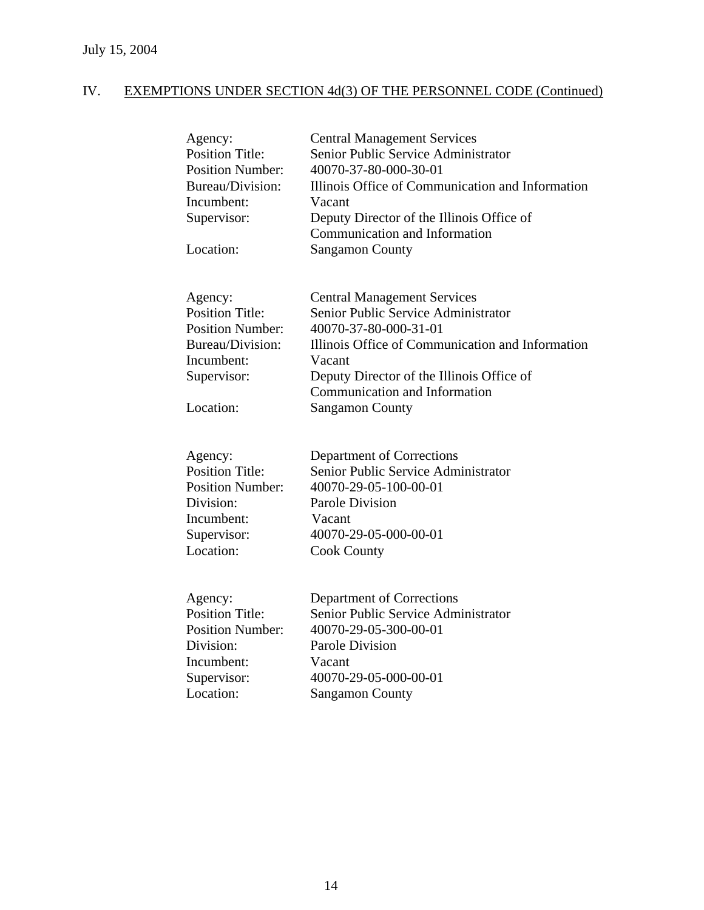July 15, 2004

## IV. EXEMPTIONS UNDER SECTION 4d(3) OF THE PERSONNEL CODE (Continued)

Agency: Central Management Services
Position Title: Senior Public Service Administrator
Position Number: 40070-37-80-000-30-01
Bureau/Division: Illinois Office of Communication and Information
Incumbent: Vacant
Supervisor: Deputy Director of the Illinois Office of Communication and Information
Location: Sangamon County

Agency: Central Management Services
Position Title: Senior Public Service Administrator
Position Number: 40070-37-80-000-31-01
Bureau/Division: Illinois Office of Communication and Information
Incumbent: Vacant
Supervisor: Deputy Director of the Illinois Office of Communication and Information
Location: Sangamon County

Agency: Department of Corrections
Position Title: Senior Public Service Administrator
Position Number: 40070-29-05-100-00-01
Division: Parole Division
Incumbent: Vacant
Supervisor: 40070-29-05-000-00-01
Location: Cook County

Agency: Department of Corrections
Position Title: Senior Public Service Administrator
Position Number: 40070-29-05-300-00-01
Division: Parole Division
Incumbent: Vacant
Supervisor: 40070-29-05-000-00-01
Location: Sangamon County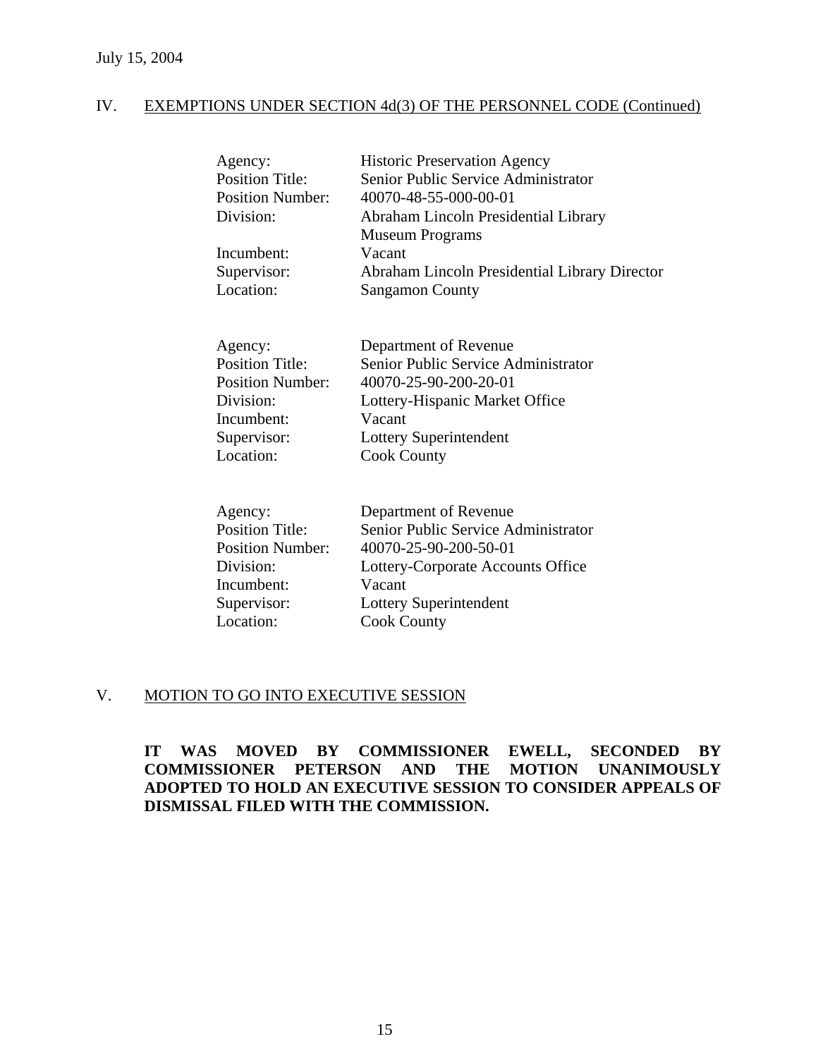## IV. EXEMPTIONS UNDER SECTION 4d(3) OF THE PERSONNEL CODE (Continued)

| | |
|---|---|
| Agency: | Historic Preservation Agency |
| Position Title: | Senior Public Service Administrator |
| Position Number: | 40070-48-55-000-00-01 |
| Division: | Abraham Lincoln Presidential Library Museum Programs |
| Incumbent: | Vacant |
| Supervisor: | Abraham Lincoln Presidential Library Director |
| Location: | Sangamon County |

| | |
|---|---|
| Agency: | Department of Revenue |
| Position Title: | Senior Public Service Administrator |
| Position Number: | 40070-25-90-200-20-01 |
| Division: | Lottery-Hispanic Market Office |
| Incumbent: | Vacant |
| Supervisor: | Lottery Superintendent |
| Location: | Cook County |

| | |
|---|---|
| Agency: | Department of Revenue |
| Position Title: | Senior Public Service Administrator |
| Position Number: | 40070-25-90-200-50-01 |
| Division: | Lottery-Corporate Accounts Office |
| Incumbent: | Vacant |
| Supervisor: | Lottery Superintendent |
| Location: | Cook County |

## V. MOTION TO GO INTO EXECUTIVE SESSION

**IT WAS MOVED BY COMMISSIONER EWELL, SECONDED BY COMMISSIONER PETERSON AND THE MOTION UNANIMOUSLY ADOPTED TO HOLD AN EXECUTIVE SESSION TO CONSIDER APPEALS OF DISMISSAL FILED WITH THE COMMISSION.**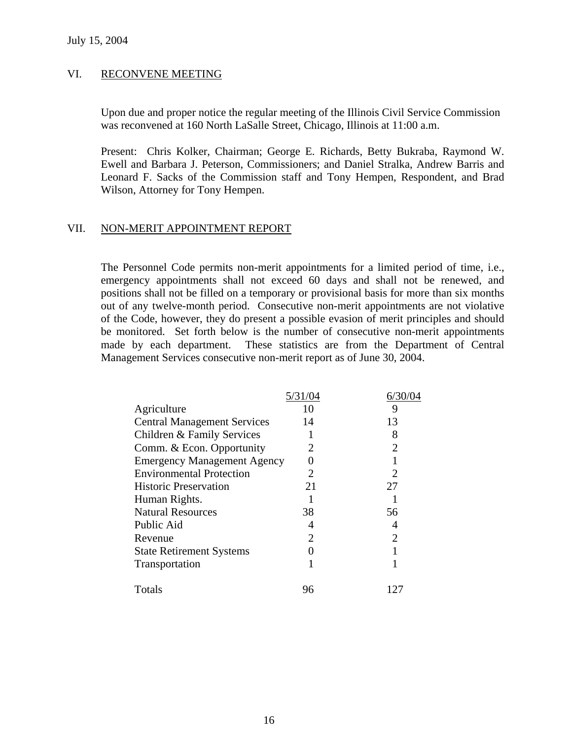July 15, 2004

## VI. RECONVENE MEETING

Upon due and proper notice the regular meeting of the Illinois Civil Service Commission was reconvened at 160 North LaSalle Street, Chicago, Illinois at 11:00 a.m.

Present: Chris Kolker, Chairman; George E. Richards, Betty Bukraba, Raymond W. Ewell and Barbara J. Peterson, Commissioners; and Daniel Stralka, Andrew Barris and Leonard F. Sacks of the Commission staff and Tony Hempen, Respondent, and Brad Wilson, Attorney for Tony Hempen.

## VII. NON-MERIT APPOINTMENT REPORT

The Personnel Code permits non-merit appointments for a limited period of time, i.e., emergency appointments shall not exceed 60 days and shall not be renewed, and positions shall not be filled on a temporary or provisional basis for more than six months out of any twelve-month period. Consecutive non-merit appointments are not violative of the Code, however, they do present a possible evasion of merit principles and should be monitored. Set forth below is the number of consecutive non-merit appointments made by each department. These statistics are from the Department of Central Management Services consecutive non-merit report as of June 30, 2004.

| | 5/31/04 | 6/30/04 |
|---|---|---|
| Agriculture | 10 | 9 |
| Central Management Services | 14 | 13 |
| Children & Family Services | 1 | 8 |
| Comm. & Econ. Opportunity | 2 | 2 |
| Emergency Management Agency | 0 | 1 |
| Environmental Protection | 2 | 2 |
| Historic Preservation | 21 | 27 |
| Human Rights. | 1 | 1 |
| Natural Resources | 38 | 56 |
| Public Aid | 4 | 4 |
| Revenue | 2 | 2 |
| State Retirement Systems | 0 | 1 |
| Transportation | 1 | 1 |
| Totals | 96 | 127 |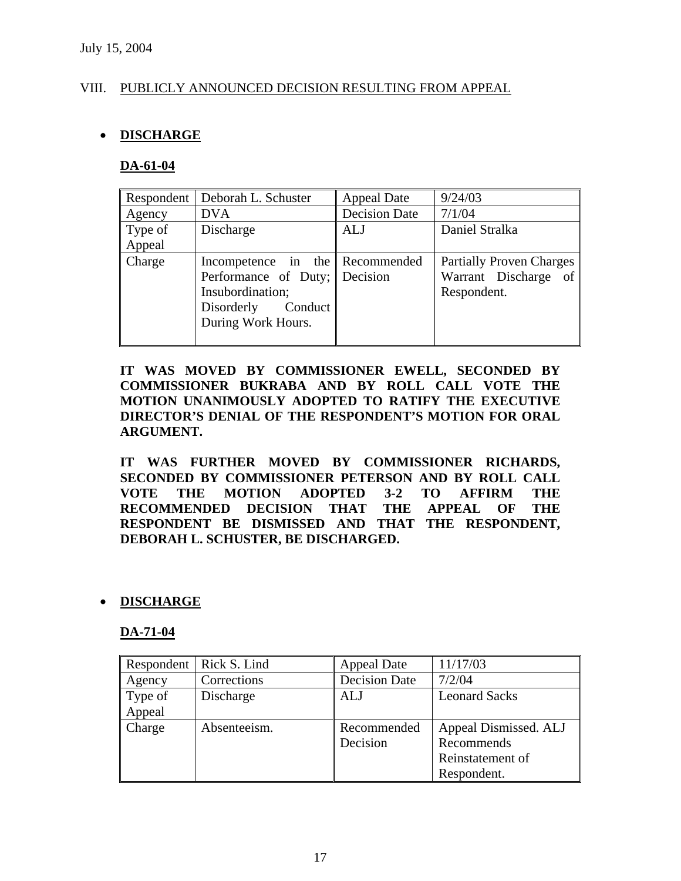July 15, 2004

VIII. PUBLICLY ANNOUNCED DECISION RESULTING FROM APPEAL

- **DISCHARGE**

**DA-61-04**

| Respondent | Deborah L. Schuster | Appeal Date | 9/24/03 |
|---|---|---|---|
| Agency | DVA | Decision Date | 7/1/04 |
| Type of Appeal | Discharge | ALJ | Daniel Stralka |
| Charge | Incompetence in the Performance of Duty; Insubordination; Disorderly Conduct During Work Hours. | Recommended Decision | Partially Proven Charges Warrant Discharge of Respondent. |

**IT WAS MOVED BY COMMISSIONER EWELL, SECONDED BY COMMISSIONER BUKRABA AND BY ROLL CALL VOTE THE MOTION UNANIMOUSLY ADOPTED TO RATIFY THE EXECUTIVE DIRECTOR'S DENIAL OF THE RESPONDENT'S MOTION FOR ORAL ARGUMENT.**

**IT WAS FURTHER MOVED BY COMMISSIONER RICHARDS, SECONDED BY COMMISSIONER PETERSON AND BY ROLL CALL VOTE THE MOTION ADOPTED 3-2 TO AFFIRM THE RECOMMENDED DECISION THAT THE APPEAL OF THE RESPONDENT BE DISMISSED AND THAT THE RESPONDENT, DEBORAH L. SCHUSTER, BE DISCHARGED.**

- **DISCHARGE**

**DA-71-04**

| Respondent | Rick S. Lind | Appeal Date | 11/17/03 |
|---|---|---|---|
| Agency | Corrections | Decision Date | 7/2/04 |
| Type of Appeal | Discharge | ALJ | Leonard Sacks |
| Charge | Absenteeism. | Recommended Decision | Appeal Dismissed. ALJ Recommends Reinstatement of Respondent. |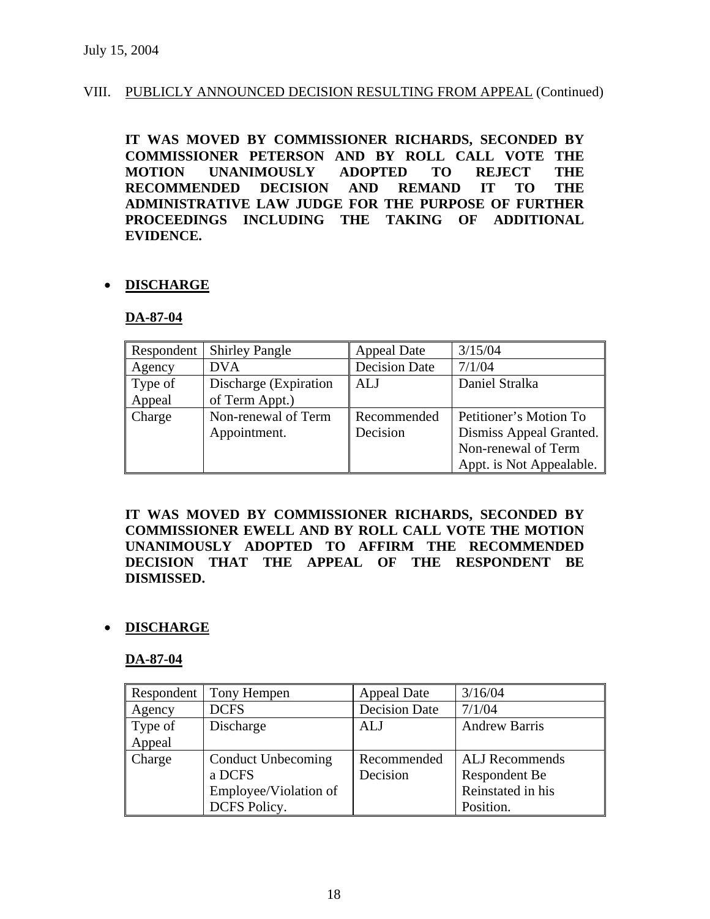VIII. PUBLICLY ANNOUNCED DECISION RESULTING FROM APPEAL (Continued)

**IT WAS MOVED BY COMMISSIONER RICHARDS, SECONDED BY COMMISSIONER PETERSON AND BY ROLL CALL VOTE THE MOTION UNANIMOUSLY ADOPTED TO REJECT THE RECOMMENDED DECISION AND REMAND IT TO THE ADMINISTRATIVE LAW JUDGE FOR THE PURPOSE OF FURTHER PROCEEDINGS INCLUDING THE TAKING OF ADDITIONAL EVIDENCE.**

- **DISCHARGE**

**DA-87-04**

| Respondent | Shirley Pangle | Appeal Date | 3/15/04 |
|---|---|---|---|
| Agency | DVA | Decision Date | 7/1/04 |
| Type of Appeal | Discharge (Expiration of Term Appt.) | ALJ | Daniel Stralka |
| Charge | Non-renewal of Term Appointment. | Recommended Decision | Petitioner's Motion To Dismiss Appeal Granted. Non-renewal of Term Appt. is Not Appealable. |

**IT WAS MOVED BY COMMISSIONER RICHARDS, SECONDED BY COMMISSIONER EWELL AND BY ROLL CALL VOTE THE MOTION UNANIMOUSLY ADOPTED TO AFFIRM THE RECOMMENDED DECISION THAT THE APPEAL OF THE RESPONDENT BE DISMISSED.**

- **DISCHARGE**

**DA-87-04**

| Respondent | Tony Hempen | Appeal Date | 3/16/04 |
|---|---|---|---|
| Agency | DCFS | Decision Date | 7/1/04 |
| Type of Appeal | Discharge | ALJ | Andrew Barris |
| Charge | Conduct Unbecoming a DCFS Employee/Violation of DCFS Policy. | Recommended Decision | ALJ Recommends Respondent Be Reinstated in his Position. |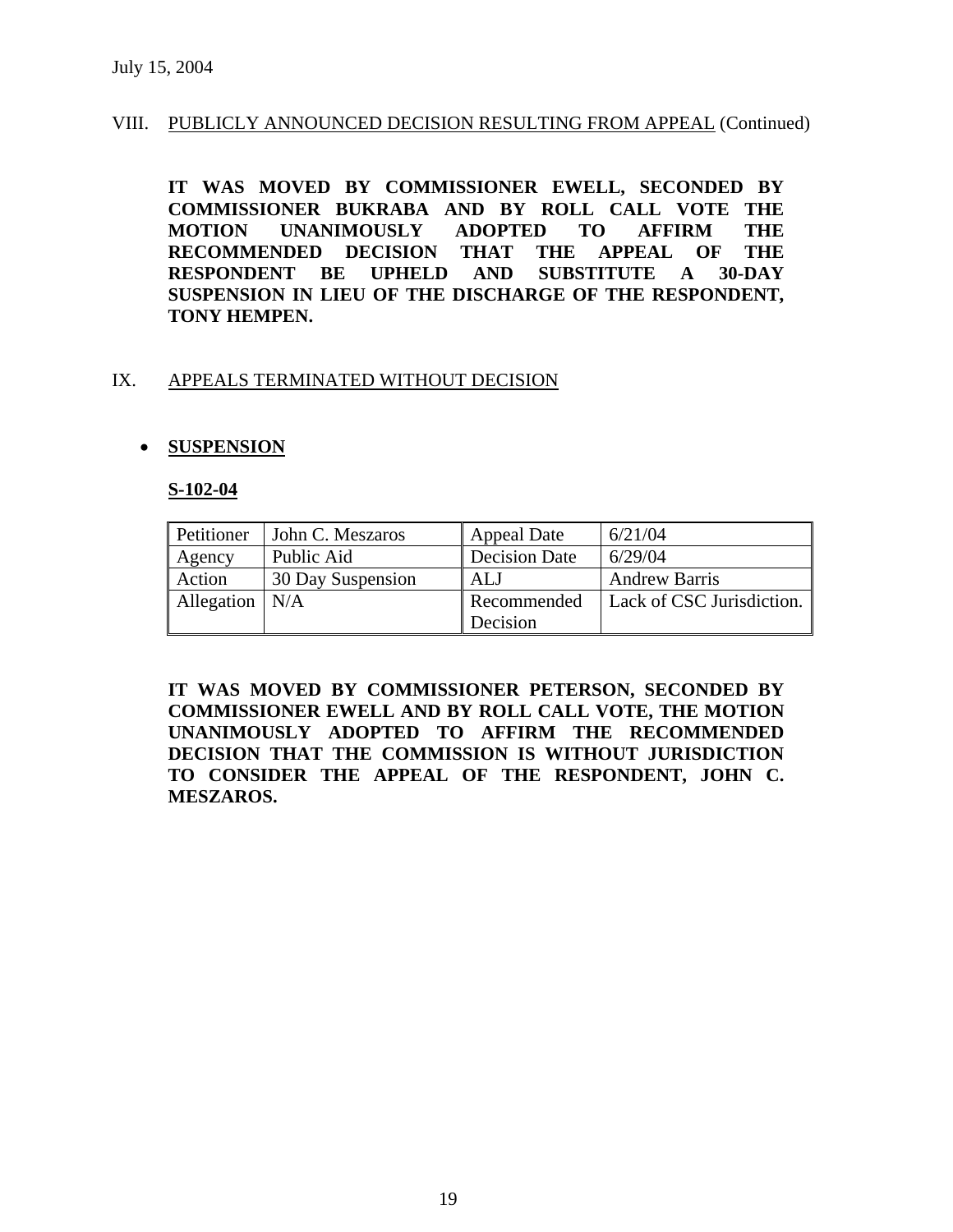July 15, 2004

VIII. PUBLICLY ANNOUNCED DECISION RESULTING FROM APPEAL (Continued)

**IT WAS MOVED BY COMMISSIONER EWELL, SECONDED BY COMMISSIONER BUKRABA AND BY ROLL CALL VOTE THE MOTION UNANIMOUSLY ADOPTED TO AFFIRM THE RECOMMENDED DECISION THAT THE APPEAL OF THE RESPONDENT BE UPHELD AND SUBSTITUTE A 30-DAY SUSPENSION IN LIEU OF THE DISCHARGE OF THE RESPONDENT, TONY HEMPEN.**

IX. APPEALS TERMINATED WITHOUT DECISION

- **SUSPENSION**

**S-102-04**

| Petitioner | John C. Meszaros | Appeal Date | 6/21/04 |
|---|---|---|---|
| Agency | Public Aid | Decision Date | 6/29/04 |
| Action | 30 Day Suspension | ALJ | Andrew Barris |
| Allegation | N/A | Recommended Decision | Lack of CSC Jurisdiction. |

**IT WAS MOVED BY COMMISSIONER PETERSON, SECONDED BY COMMISSIONER EWELL AND BY ROLL CALL VOTE, THE MOTION UNANIMOUSLY ADOPTED TO AFFIRM THE RECOMMENDED DECISION THAT THE COMMISSION IS WITHOUT JURISDICTION TO CONSIDER THE APPEAL OF THE RESPONDENT, JOHN C. MESZAROS.**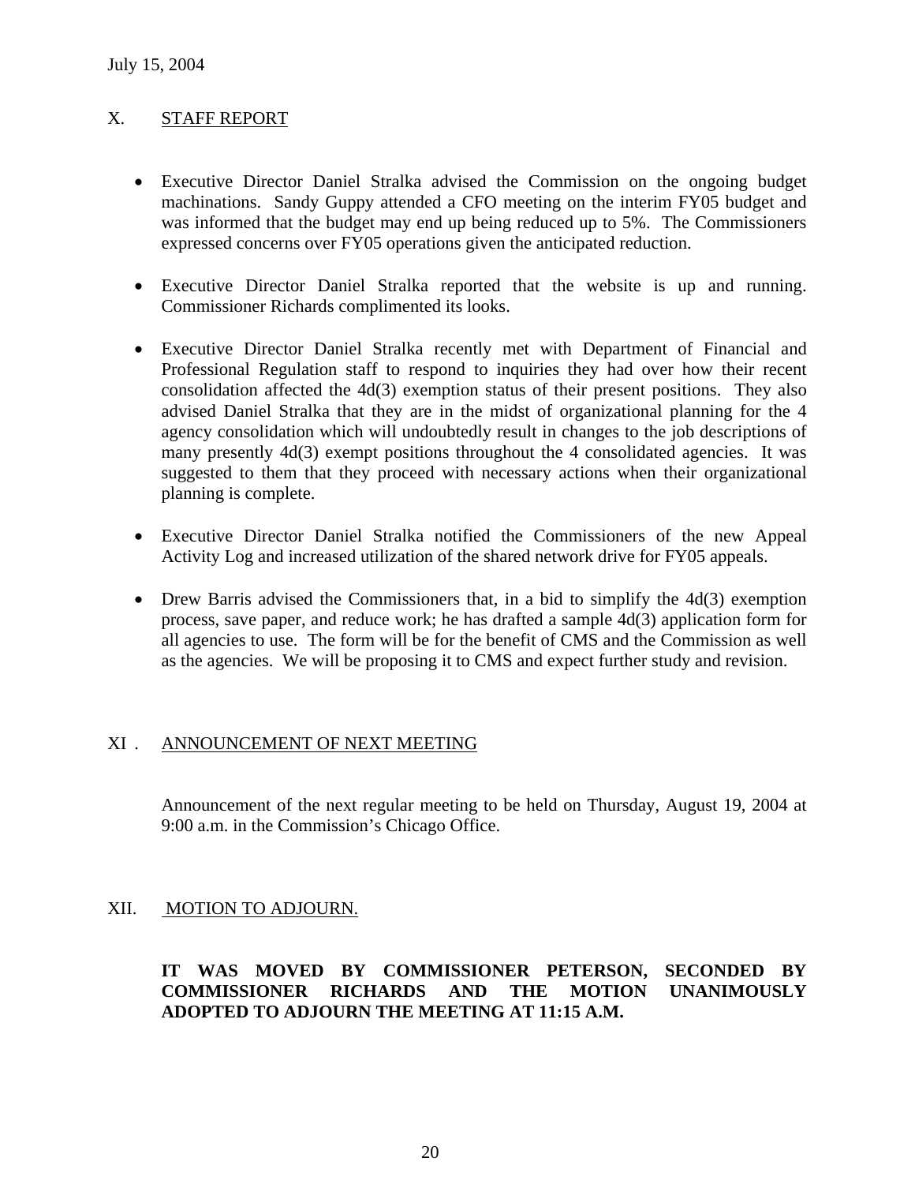July 15, 2004

## X. STAFF REPORT

- Executive Director Daniel Stralka advised the Commission on the ongoing budget machinations. Sandy Guppy attended a CFO meeting on the interim FY05 budget and was informed that the budget may end up being reduced up to 5%. The Commissioners expressed concerns over FY05 operations given the anticipated reduction.

- Executive Director Daniel Stralka reported that the website is up and running. Commissioner Richards complimented its looks.

- Executive Director Daniel Stralka recently met with Department of Financial and Professional Regulation staff to respond to inquiries they had over how their recent consolidation affected the 4d(3) exemption status of their present positions. They also advised Daniel Stralka that they are in the midst of organizational planning for the 4 agency consolidation which will undoubtedly result in changes to the job descriptions of many presently 4d(3) exempt positions throughout the 4 consolidated agencies. It was suggested to them that they proceed with necessary actions when their organizational planning is complete.

- Executive Director Daniel Stralka notified the Commissioners of the new Appeal Activity Log and increased utilization of the shared network drive for FY05 appeals.

- Drew Barris advised the Commissioners that, in a bid to simplify the 4d(3) exemption process, save paper, and reduce work; he has drafted a sample 4d(3) application form for all agencies to use. The form will be for the benefit of CMS and the Commission as well as the agencies. We will be proposing it to CMS and expect further study and revision.

## XI . ANNOUNCEMENT OF NEXT MEETING

Announcement of the next regular meeting to be held on Thursday, August 19, 2004 at 9:00 a.m. in the Commission's Chicago Office.

## XII. MOTION TO ADJOURN.

**IT WAS MOVED BY COMMISSIONER PETERSON, SECONDED BY COMMISSIONER RICHARDS AND THE MOTION UNANIMOUSLY ADOPTED TO ADJOURN THE MEETING AT 11:15 A.M.**